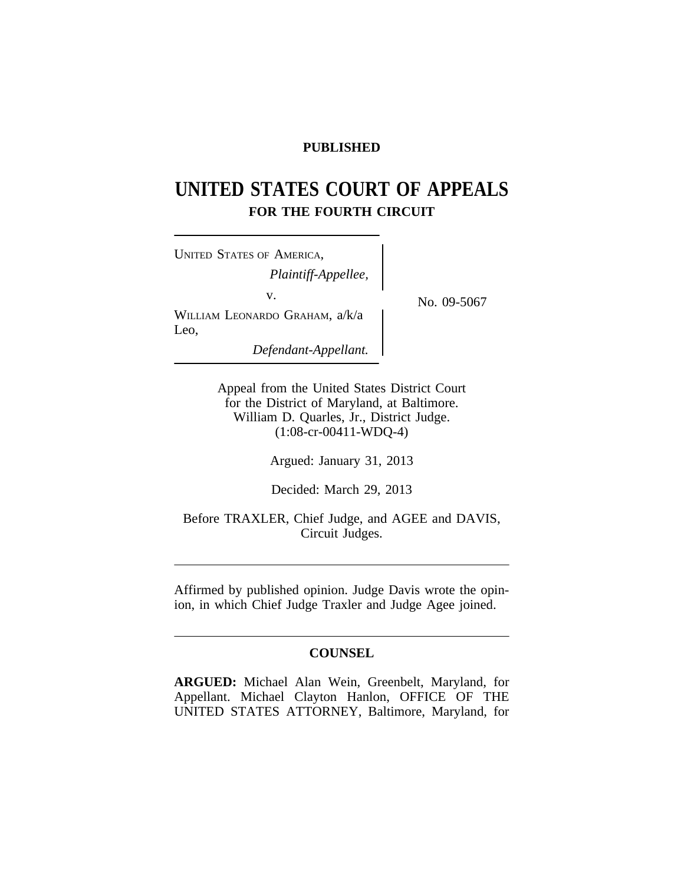**PUBLISHED**

# UNITED STATES COURT OF APPEALS
## FOR THE FOURTH CIRCUIT

UNITED STATES OF AMERICA,
*Plaintiff-Appellee,*

v.

WILLIAM LEONARDO GRAHAM, a/k/a Leo,
*Defendant-Appellant.*

No. 09-5067

Appeal from the United States District Court
for the District of Maryland, at Baltimore.
William D. Quarles, Jr., District Judge.
(1:08-cr-00411-WDQ-4)

Argued: January 31, 2013

Decided: March 29, 2013

Before TRAXLER, Chief Judge, and AGEE and DAVIS, Circuit Judges.

---

Affirmed by published opinion. Judge Davis wrote the opinion, in which Chief Judge Traxler and Judge Agee joined.

---

### COUNSEL

**ARGUED:** Michael Alan Wein, Greenbelt, Maryland, for Appellant. Michael Clayton Hanlon, OFFICE OF THE UNITED STATES ATTORNEY, Baltimore, Maryland, for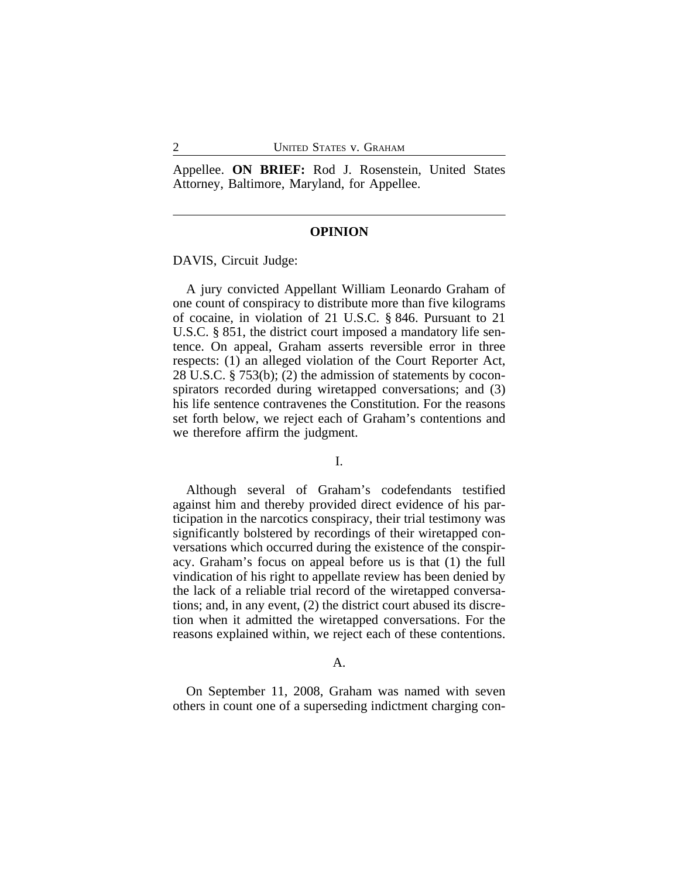Appellee. **ON BRIEF:** Rod J. Rosenstein, United States Attorney, Baltimore, Maryland, for Appellee.

---

## OPINION

DAVIS, Circuit Judge:

A jury convicted Appellant William Leonardo Graham of one count of conspiracy to distribute more than five kilograms of cocaine, in violation of 21 U.S.C. § 846. Pursuant to 21 U.S.C. § 851, the district court imposed a mandatory life sentence. On appeal, Graham asserts reversible error in three respects: (1) an alleged violation of the Court Reporter Act, 28 U.S.C. § 753(b); (2) the admission of statements by coconspirators recorded during wiretapped conversations; and (3) his life sentence contravenes the Constitution. For the reasons set forth below, we reject each of Graham's contentions and we therefore affirm the judgment.

### I.

Although several of Graham's codefendants testified against him and thereby provided direct evidence of his participation in the narcotics conspiracy, their trial testimony was significantly bolstered by recordings of their wiretapped conversations which occurred during the existence of the conspiracy. Graham's focus on appeal before us is that (1) the full vindication of his right to appellate review has been denied by the lack of a reliable trial record of the wiretapped conversations; and, in any event, (2) the district court abused its discretion when it admitted the wiretapped conversations. For the reasons explained within, we reject each of these contentions.

### A.

On September 11, 2008, Graham was named with seven others in count one of a superseding indictment charging con-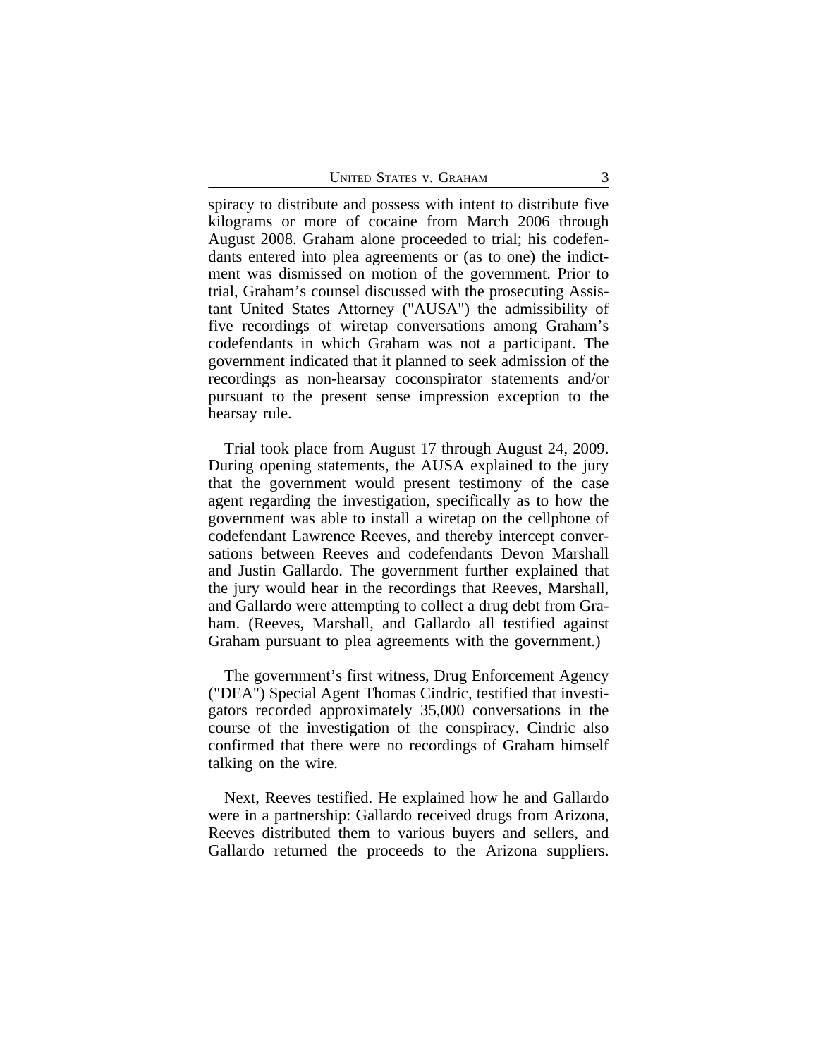spiracy to distribute and possess with intent to distribute five kilograms or more of cocaine from March 2006 through August 2008. Graham alone proceeded to trial; his codefendants entered into plea agreements or (as to one) the indictment was dismissed on motion of the government. Prior to trial, Graham's counsel discussed with the prosecuting Assistant United States Attorney ("AUSA") the admissibility of five recordings of wiretap conversations among Graham's codefendants in which Graham was not a participant. The government indicated that it planned to seek admission of the recordings as non-hearsay coconspirator statements and/or pursuant to the present sense impression exception to the hearsay rule.

Trial took place from August 17 through August 24, 2009. During opening statements, the AUSA explained to the jury that the government would present testimony of the case agent regarding the investigation, specifically as to how the government was able to install a wiretap on the cellphone of codefendant Lawrence Reeves, and thereby intercept conversations between Reeves and codefendants Devon Marshall and Justin Gallardo. The government further explained that the jury would hear in the recordings that Reeves, Marshall, and Gallardo were attempting to collect a drug debt from Graham. (Reeves, Marshall, and Gallardo all testified against Graham pursuant to plea agreements with the government.)

The government's first witness, Drug Enforcement Agency ("DEA") Special Agent Thomas Cindric, testified that investigators recorded approximately 35,000 conversations in the course of the investigation of the conspiracy. Cindric also confirmed that there were no recordings of Graham himself talking on the wire.

Next, Reeves testified. He explained how he and Gallardo were in a partnership: Gallardo received drugs from Arizona, Reeves distributed them to various buyers and sellers, and Gallardo returned the proceeds to the Arizona suppliers.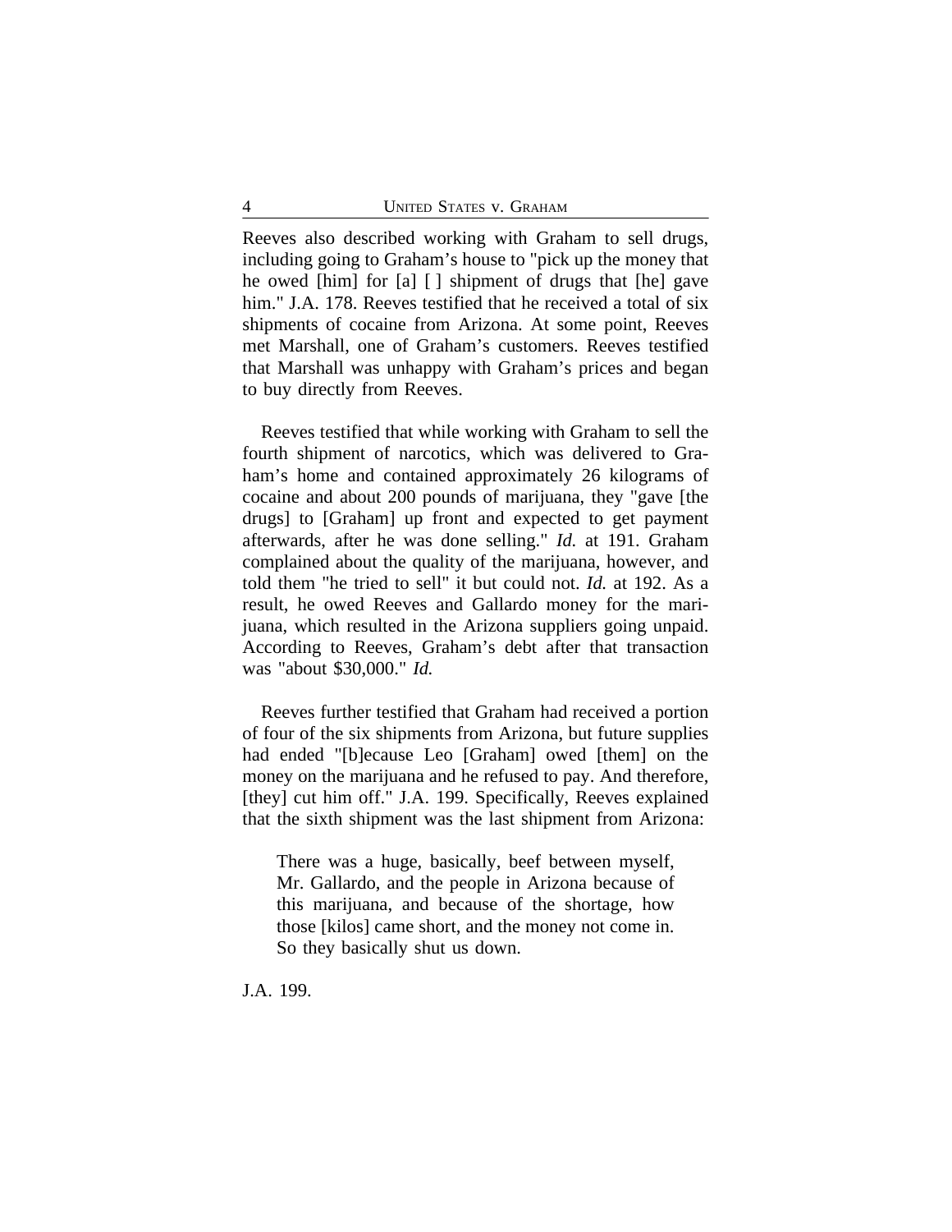Reeves also described working with Graham to sell drugs, including going to Graham's house to "pick up the money that he owed [him] for [a] [ ] shipment of drugs that [he] gave him." J.A. 178. Reeves testified that he received a total of six shipments of cocaine from Arizona. At some point, Reeves met Marshall, one of Graham's customers. Reeves testified that Marshall was unhappy with Graham's prices and began to buy directly from Reeves.

Reeves testified that while working with Graham to sell the fourth shipment of narcotics, which was delivered to Graham's home and contained approximately 26 kilograms of cocaine and about 200 pounds of marijuana, they "gave [the drugs] to [Graham] up front and expected to get payment afterwards, after he was done selling." *Id.* at 191. Graham complained about the quality of the marijuana, however, and told them "he tried to sell" it but could not. *Id.* at 192. As a result, he owed Reeves and Gallardo money for the marijuana, which resulted in the Arizona suppliers going unpaid. According to Reeves, Graham's debt after that transaction was "about $30,000." *Id.*

Reeves further testified that Graham had received a portion of four of the six shipments from Arizona, but future supplies had ended "[b]ecause Leo [Graham] owed [them] on the money on the marijuana and he refused to pay. And therefore, [they] cut him off." J.A. 199. Specifically, Reeves explained that the sixth shipment was the last shipment from Arizona:

> There was a huge, basically, beef between myself, Mr. Gallardo, and the people in Arizona because of this marijuana, and because of the shortage, how those [kilos] came short, and the money not come in. So they basically shut us down.

J.A. 199.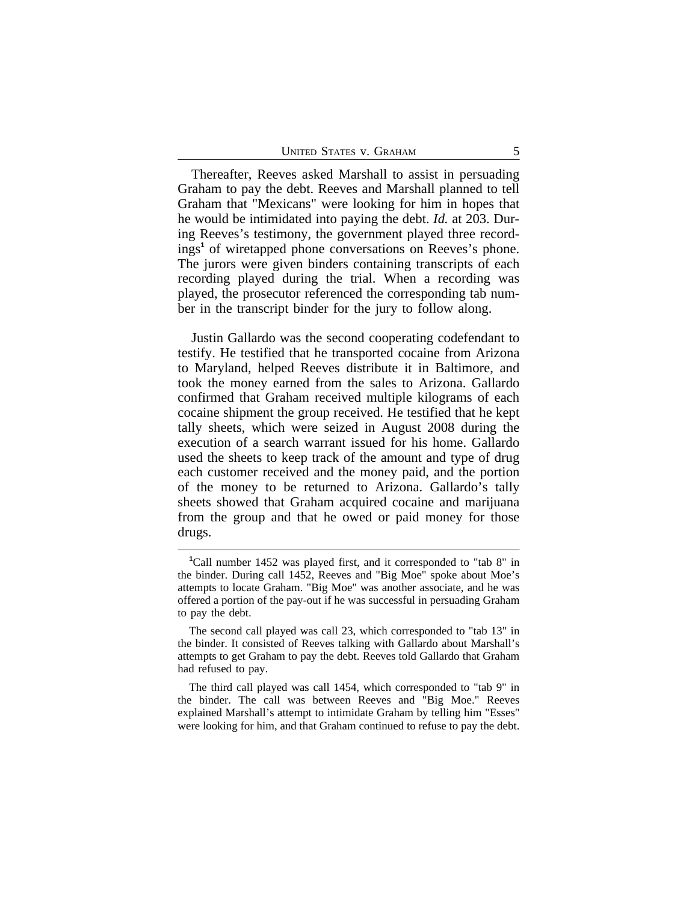Thereafter, Reeves asked Marshall to assist in persuading Graham to pay the debt. Reeves and Marshall planned to tell Graham that "Mexicans" were looking for him in hopes that he would be intimidated into paying the debt. *Id.* at 203. During Reeves's testimony, the government played three recordings[1] of wiretapped phone conversations on Reeves's phone. The jurors were given binders containing transcripts of each recording played during the trial. When a recording was played, the prosecutor referenced the corresponding tab number in the transcript binder for the jury to follow along.

Justin Gallardo was the second cooperating codefendant to testify. He testified that he transported cocaine from Arizona to Maryland, helped Reeves distribute it in Baltimore, and took the money earned from the sales to Arizona. Gallardo confirmed that Graham received multiple kilograms of each cocaine shipment the group received. He testified that he kept tally sheets, which were seized in August 2008 during the execution of a search warrant issued for his home. Gallardo used the sheets to keep track of the amount and type of drug each customer received and the money paid, and the portion of the money to be returned to Arizona. Gallardo's tally sheets showed that Graham acquired cocaine and marijuana from the group and that he owed or paid money for those drugs.

---

[1]Call number 1452 was played first, and it corresponded to "tab 8" in the binder. During call 1452, Reeves and "Big Moe" spoke about Moe's attempts to locate Graham. "Big Moe" was another associate, and he was offered a portion of the pay-out if he was successful in persuading Graham to pay the debt.

The second call played was call 23, which corresponded to "tab 13" in the binder. It consisted of Reeves talking with Gallardo about Marshall's attempts to get Graham to pay the debt. Reeves told Gallardo that Graham had refused to pay.

The third call played was call 1454, which corresponded to "tab 9" in the binder. The call was between Reeves and "Big Moe." Reeves explained Marshall's attempt to intimidate Graham by telling him "Esses" were looking for him, and that Graham continued to refuse to pay the debt.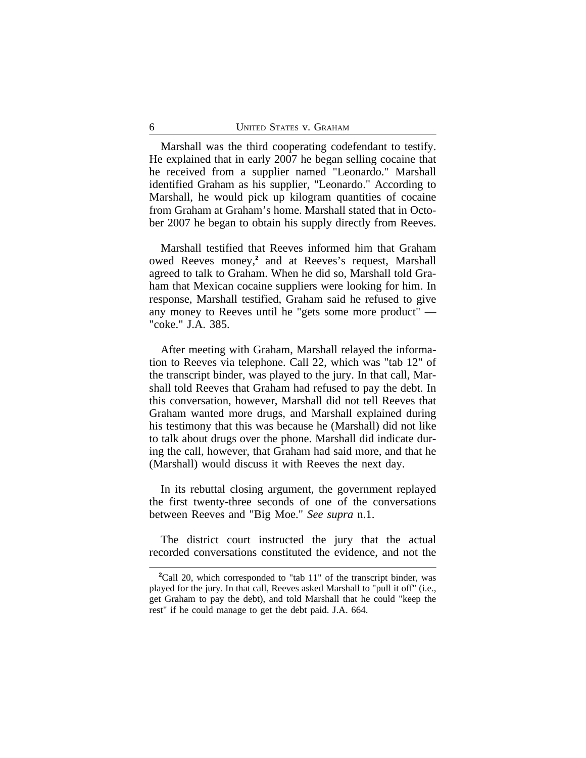Marshall was the third cooperating codefendant to testify. He explained that in early 2007 he began selling cocaine that he received from a supplier named "Leonardo." Marshall identified Graham as his supplier, "Leonardo." According to Marshall, he would pick up kilogram quantities of cocaine from Graham at Graham's home. Marshall stated that in October 2007 he began to obtain his supply directly from Reeves.

Marshall testified that Reeves informed him that Graham owed Reeves money,[2] and at Reeves's request, Marshall agreed to talk to Graham. When he did so, Marshall told Graham that Mexican cocaine suppliers were looking for him. In response, Marshall testified, Graham said he refused to give any money to Reeves until he "gets some more product" — "coke." J.A. 385.

After meeting with Graham, Marshall relayed the information to Reeves via telephone. Call 22, which was "tab 12" of the transcript binder, was played to the jury. In that call, Marshall told Reeves that Graham had refused to pay the debt. In this conversation, however, Marshall did not tell Reeves that Graham wanted more drugs, and Marshall explained during his testimony that this was because he (Marshall) did not like to talk about drugs over the phone. Marshall did indicate during the call, however, that Graham had said more, and that he (Marshall) would discuss it with Reeves the next day.

In its rebuttal closing argument, the government replayed the first twenty-three seconds of one of the conversations between Reeves and "Big Moe." *See supra* n.1.

The district court instructed the jury that the actual recorded conversations constituted the evidence, and not the

---

[2]Call 20, which corresponded to "tab 11" of the transcript binder, was played for the jury. In that call, Reeves asked Marshall to "pull it off" (i.e., get Graham to pay the debt), and told Marshall that he could "keep the rest" if he could manage to get the debt paid. J.A. 664.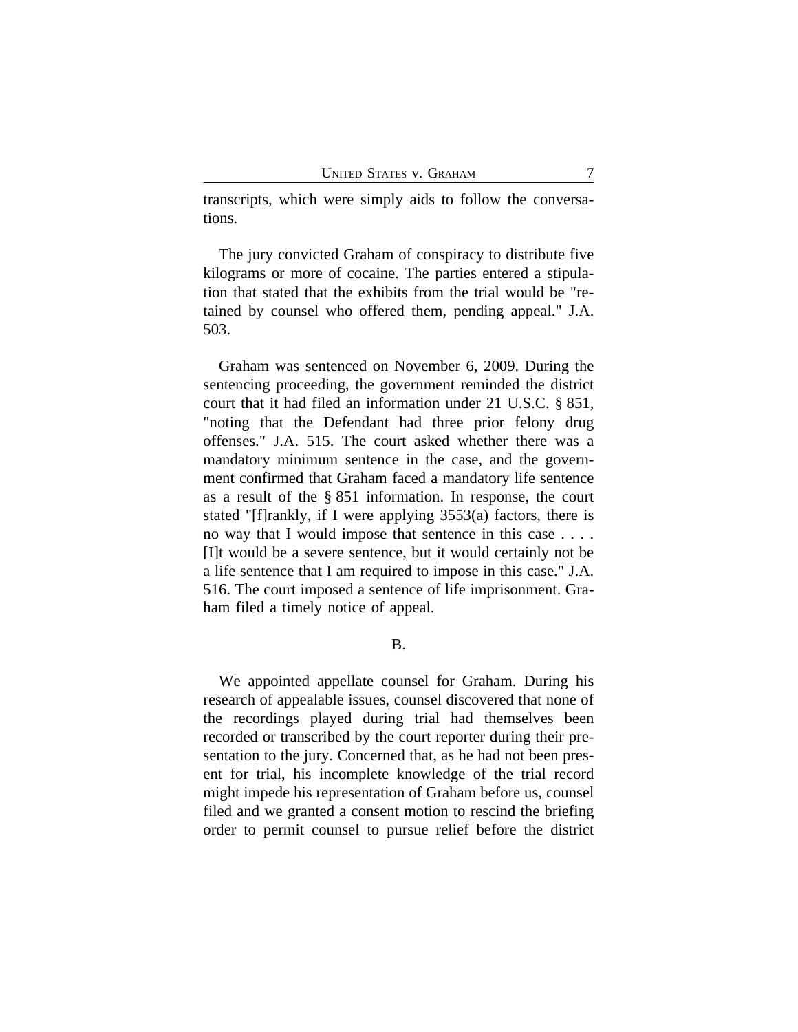transcripts, which were simply aids to follow the conversations.

The jury convicted Graham of conspiracy to distribute five kilograms or more of cocaine. The parties entered a stipulation that stated that the exhibits from the trial would be "retained by counsel who offered them, pending appeal." J.A. 503.

Graham was sentenced on November 6, 2009. During the sentencing proceeding, the government reminded the district court that it had filed an information under 21 U.S.C. § 851, "noting that the Defendant had three prior felony drug offenses." J.A. 515. The court asked whether there was a mandatory minimum sentence in the case, and the government confirmed that Graham faced a mandatory life sentence as a result of the § 851 information. In response, the court stated "[f]rankly, if I were applying 3553(a) factors, there is no way that I would impose that sentence in this case . . . . [I]t would be a severe sentence, but it would certainly not be a life sentence that I am required to impose in this case." J.A. 516. The court imposed a sentence of life imprisonment. Graham filed a timely notice of appeal.

B.

We appointed appellate counsel for Graham. During his research of appealable issues, counsel discovered that none of the recordings played during trial had themselves been recorded or transcribed by the court reporter during their presentation to the jury. Concerned that, as he had not been present for trial, his incomplete knowledge of the trial record might impede his representation of Graham before us, counsel filed and we granted a consent motion to rescind the briefing order to permit counsel to pursue relief before the district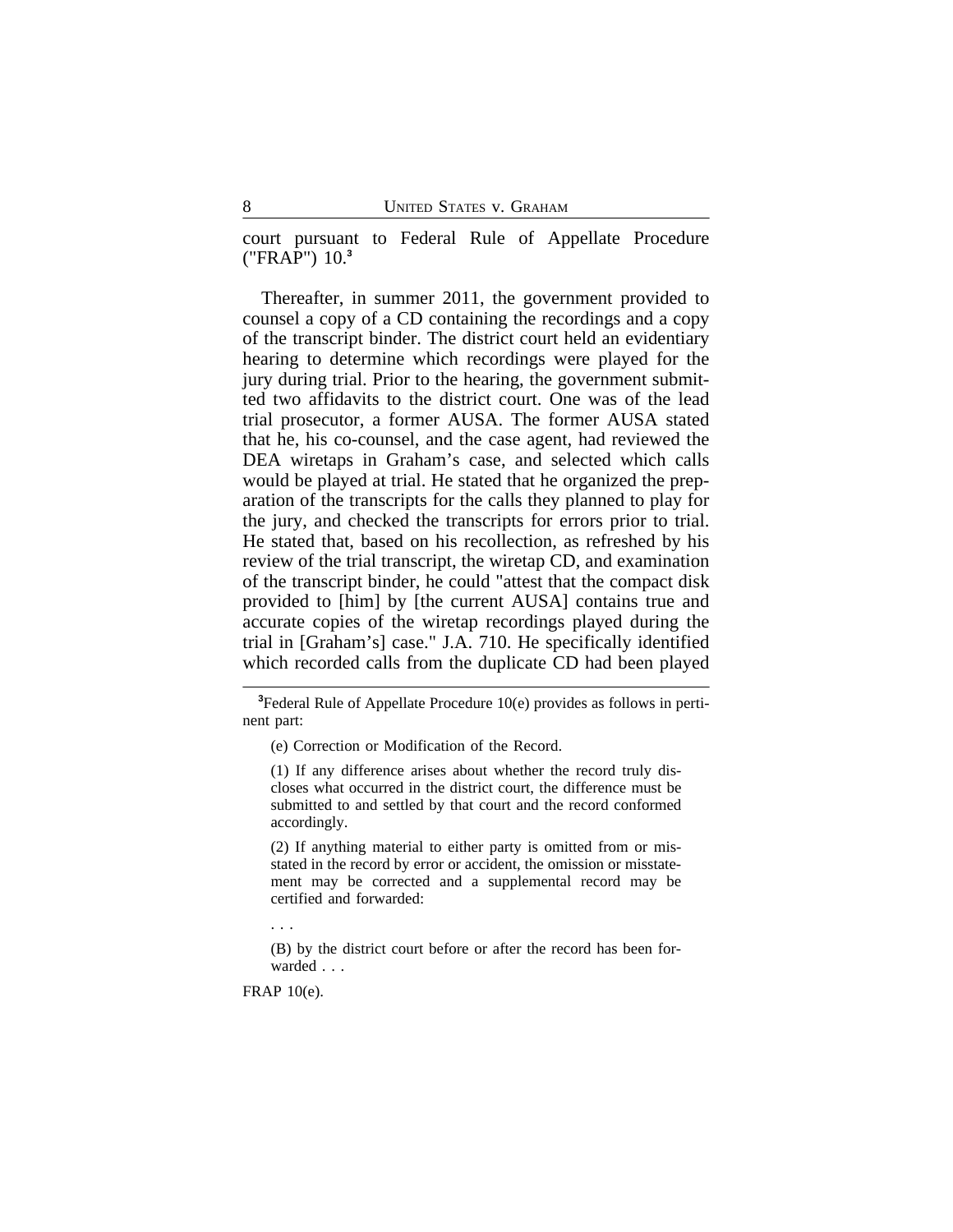court pursuant to Federal Rule of Appellate Procedure ("FRAP") 10.[3]

Thereafter, in summer 2011, the government provided to counsel a copy of a CD containing the recordings and a copy of the transcript binder. The district court held an evidentiary hearing to determine which recordings were played for the jury during trial. Prior to the hearing, the government submitted two affidavits to the district court. One was of the lead trial prosecutor, a former AUSA. The former AUSA stated that he, his co-counsel, and the case agent, had reviewed the DEA wiretaps in Graham's case, and selected which calls would be played at trial. He stated that he organized the preparation of the transcripts for the calls they planned to play for the jury, and checked the transcripts for errors prior to trial. He stated that, based on his recollection, as refreshed by his review of the trial transcript, the wiretap CD, and examination of the transcript binder, he could "attest that the compact disk provided to [him] by [the current AUSA] contains true and accurate copies of the wiretap recordings played during the trial in [Graham's] case." J.A. 710. He specifically identified which recorded calls from the duplicate CD had been played

---

[3]Federal Rule of Appellate Procedure 10(e) provides as follows in pertinent part:

> (e) Correction or Modification of the Record.
>
> (1) If any difference arises about whether the record truly discloses what occurred in the district court, the difference must be submitted to and settled by that court and the record conformed accordingly.
>
> (2) If anything material to either party is omitted from or misstated in the record by error or accident, the omission or misstatement may be corrected and a supplemental record may be certified and forwarded:
>
> . . .
>
> (B) by the district court before or after the record has been forwarded . . .

FRAP 10(e).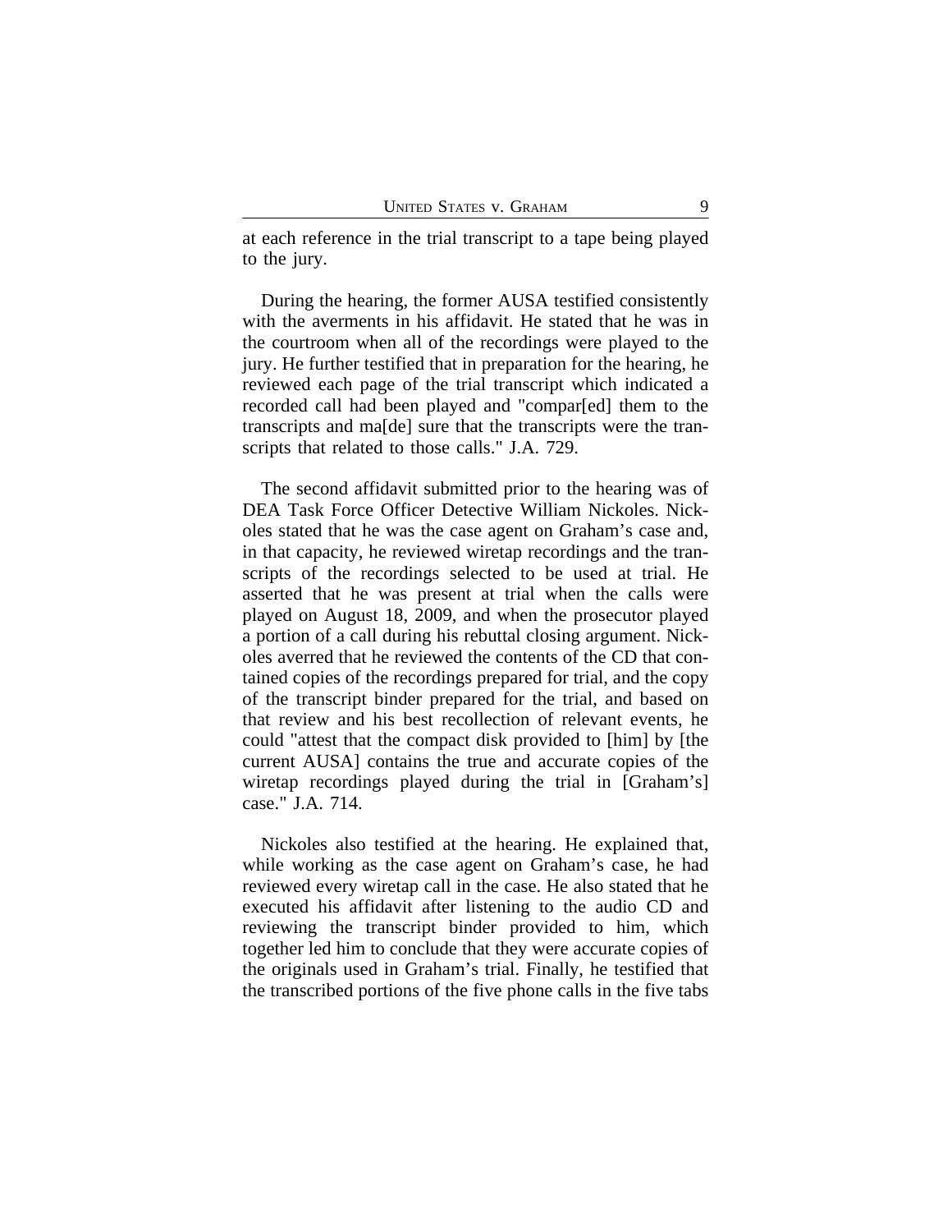at each reference in the trial transcript to a tape being played to the jury.

During the hearing, the former AUSA testified consistently with the averments in his affidavit. He stated that he was in the courtroom when all of the recordings were played to the jury. He further testified that in preparation for the hearing, he reviewed each page of the trial transcript which indicated a recorded call had been played and "compar[ed] them to the transcripts and ma[de] sure that the transcripts were the transcripts that related to those calls." J.A. 729.

The second affidavit submitted prior to the hearing was of DEA Task Force Officer Detective William Nickoles. Nickoles stated that he was the case agent on Graham's case and, in that capacity, he reviewed wiretap recordings and the transcripts of the recordings selected to be used at trial. He asserted that he was present at trial when the calls were played on August 18, 2009, and when the prosecutor played a portion of a call during his rebuttal closing argument. Nickoles averred that he reviewed the contents of the CD that contained copies of the recordings prepared for trial, and the copy of the transcript binder prepared for the trial, and based on that review and his best recollection of relevant events, he could "attest that the compact disk provided to [him] by [the current AUSA] contains the true and accurate copies of the wiretap recordings played during the trial in [Graham's] case." J.A. 714.

Nickoles also testified at the hearing. He explained that, while working as the case agent on Graham's case, he had reviewed every wiretap call in the case. He also stated that he executed his affidavit after listening to the audio CD and reviewing the transcript binder provided to him, which together led him to conclude that they were accurate copies of the originals used in Graham's trial. Finally, he testified that the transcribed portions of the five phone calls in the five tabs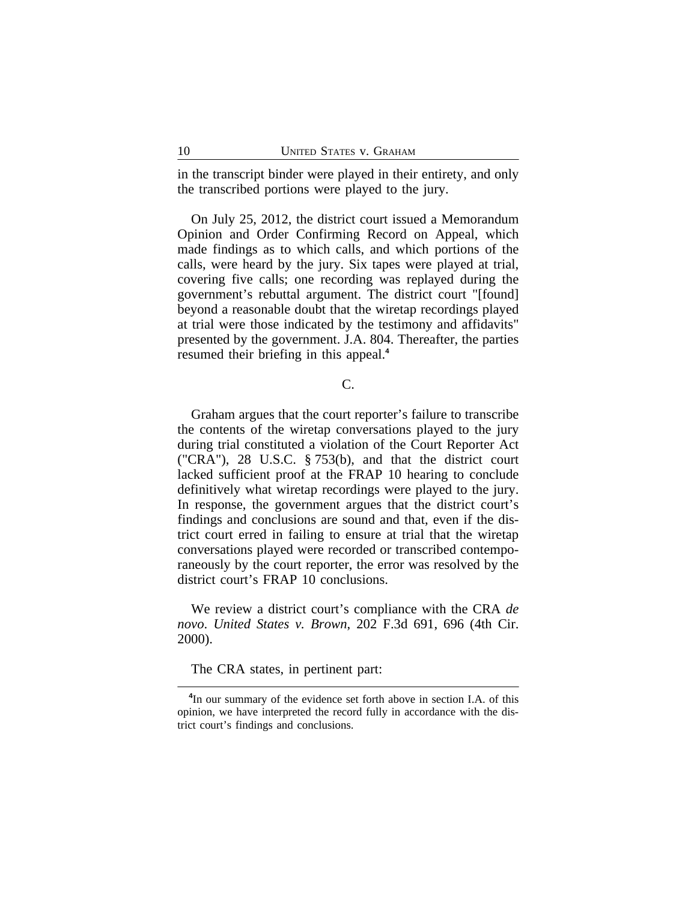in the transcript binder were played in their entirety, and only the transcribed portions were played to the jury.

On July 25, 2012, the district court issued a Memorandum Opinion and Order Confirming Record on Appeal, which made findings as to which calls, and which portions of the calls, were heard by the jury. Six tapes were played at trial, covering five calls; one recording was replayed during the government's rebuttal argument. The district court "[found] beyond a reasonable doubt that the wiretap recordings played at trial were those indicated by the testimony and affidavits" presented by the government. J.A. 804. Thereafter, the parties resumed their briefing in this appeal.[4]

C.

Graham argues that the court reporter's failure to transcribe the contents of the wiretap conversations played to the jury during trial constituted a violation of the Court Reporter Act ("CRA"), 28 U.S.C. § 753(b), and that the district court lacked sufficient proof at the FRAP 10 hearing to conclude definitively what wiretap recordings were played to the jury. In response, the government argues that the district court's findings and conclusions are sound and that, even if the district court erred in failing to ensure at trial that the wiretap conversations played were recorded or transcribed contemporaneously by the court reporter, the error was resolved by the district court's FRAP 10 conclusions.

We review a district court's compliance with the CRA *de novo*. *United States v. Brown*, 202 F.3d 691, 696 (4th Cir. 2000).

The CRA states, in pertinent part:

---

[4]In our summary of the evidence set forth above in section I.A. of this opinion, we have interpreted the record fully in accordance with the district court's findings and conclusions.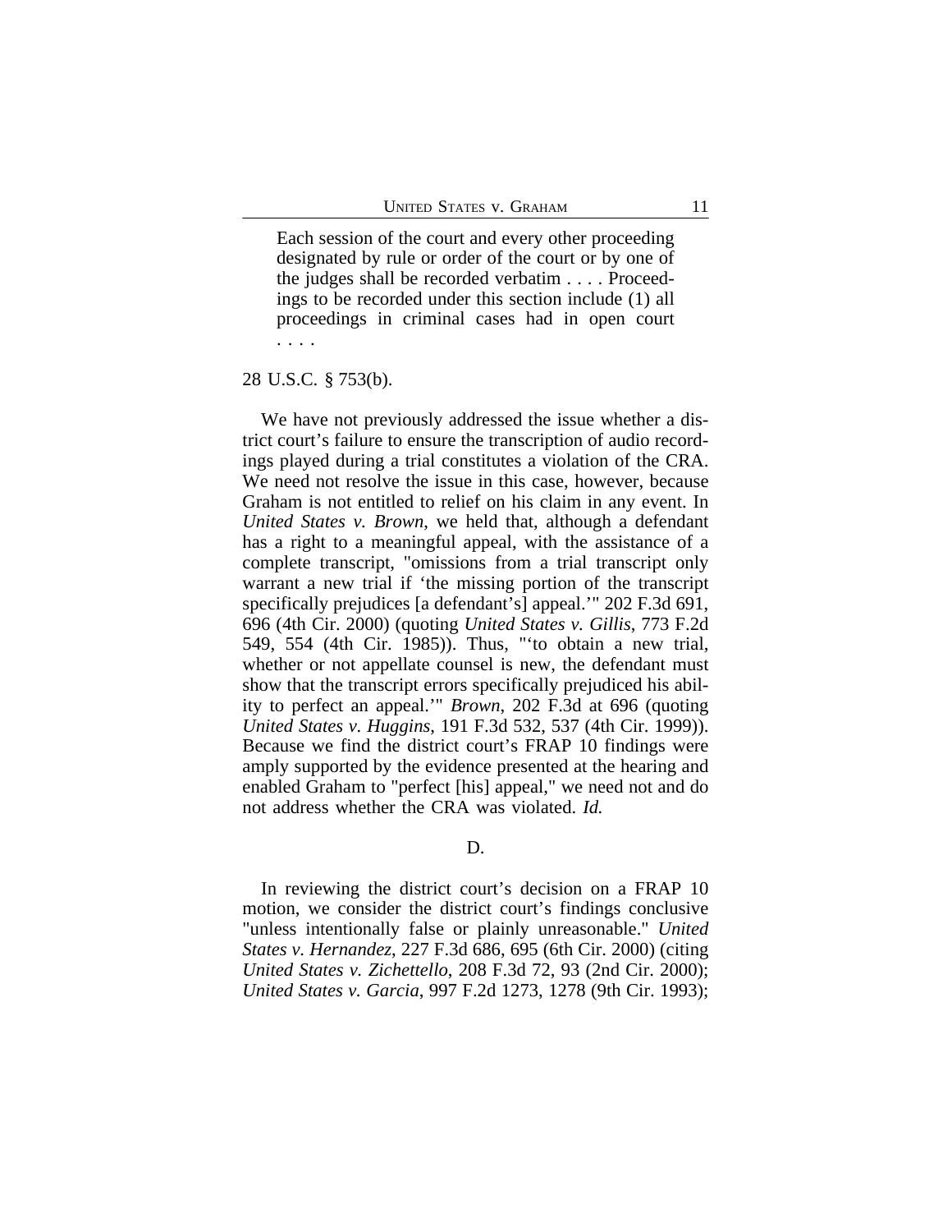> Each session of the court and every other proceeding designated by rule or order of the court or by one of the judges shall be recorded verbatim . . . . Proceedings to be recorded under this section include (1) all proceedings in criminal cases had in open court . . . .

28 U.S.C. § 753(b).

We have not previously addressed the issue whether a district court's failure to ensure the transcription of audio recordings played during a trial constitutes a violation of the CRA. We need not resolve the issue in this case, however, because Graham is not entitled to relief on his claim in any event. In *United States v. Brown*, we held that, although a defendant has a right to a meaningful appeal, with the assistance of a complete transcript, "omissions from a trial transcript only warrant a new trial if 'the missing portion of the transcript specifically prejudices [a defendant's] appeal.'" 202 F.3d 691, 696 (4th Cir. 2000) (quoting *United States v. Gillis*, 773 F.2d 549, 554 (4th Cir. 1985)). Thus, "'to obtain a new trial, whether or not appellate counsel is new, the defendant must show that the transcript errors specifically prejudiced his ability to perfect an appeal.'" *Brown*, 202 F.3d at 696 (quoting *United States v. Huggins*, 191 F.3d 532, 537 (4th Cir. 1999)). Because we find the district court's FRAP 10 findings were amply supported by the evidence presented at the hearing and enabled Graham to "perfect [his] appeal," we need not and do not address whether the CRA was violated. *Id.*

D.

In reviewing the district court's decision on a FRAP 10 motion, we consider the district court's findings conclusive "unless intentionally false or plainly unreasonable." *United States v. Hernandez*, 227 F.3d 686, 695 (6th Cir. 2000) (citing *United States v. Zichettello*, 208 F.3d 72, 93 (2nd Cir. 2000); *United States v. Garcia*, 997 F.2d 1273, 1278 (9th Cir. 1993);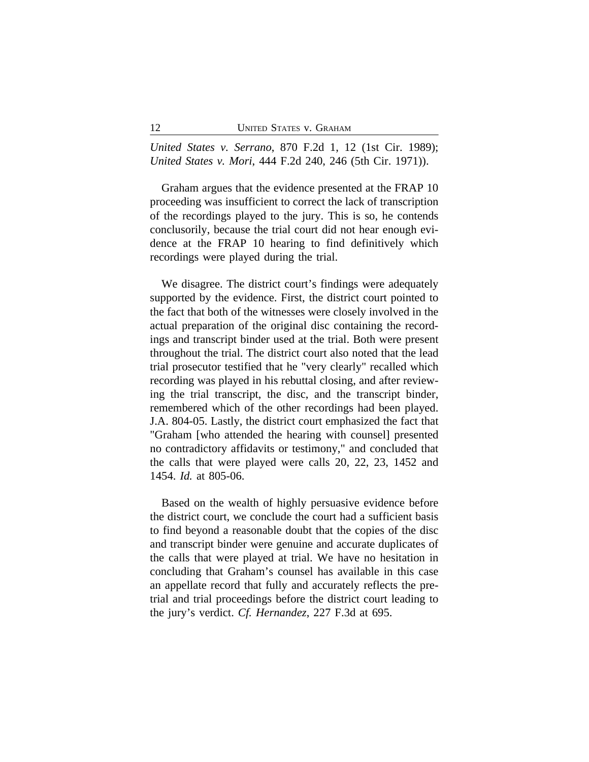*United States v. Serrano*, 870 F.2d 1, 12 (1st Cir. 1989); *United States v. Mori*, 444 F.2d 240, 246 (5th Cir. 1971)).

Graham argues that the evidence presented at the FRAP 10 proceeding was insufficient to correct the lack of transcription of the recordings played to the jury. This is so, he contends conclusorily, because the trial court did not hear enough evidence at the FRAP 10 hearing to find definitively which recordings were played during the trial.

We disagree. The district court's findings were adequately supported by the evidence. First, the district court pointed to the fact that both of the witnesses were closely involved in the actual preparation of the original disc containing the recordings and transcript binder used at the trial. Both were present throughout the trial. The district court also noted that the lead trial prosecutor testified that he "very clearly" recalled which recording was played in his rebuttal closing, and after reviewing the trial transcript, the disc, and the transcript binder, remembered which of the other recordings had been played. J.A. 804-05. Lastly, the district court emphasized the fact that "Graham [who attended the hearing with counsel] presented no contradictory affidavits or testimony," and concluded that the calls that were played were calls 20, 22, 23, 1452 and 1454. *Id.* at 805-06.

Based on the wealth of highly persuasive evidence before the district court, we conclude the court had a sufficient basis to find beyond a reasonable doubt that the copies of the disc and transcript binder were genuine and accurate duplicates of the calls that were played at trial. We have no hesitation in concluding that Graham's counsel has available in this case an appellate record that fully and accurately reflects the pretrial and trial proceedings before the district court leading to the jury's verdict. *Cf. Hernandez*, 227 F.3d at 695.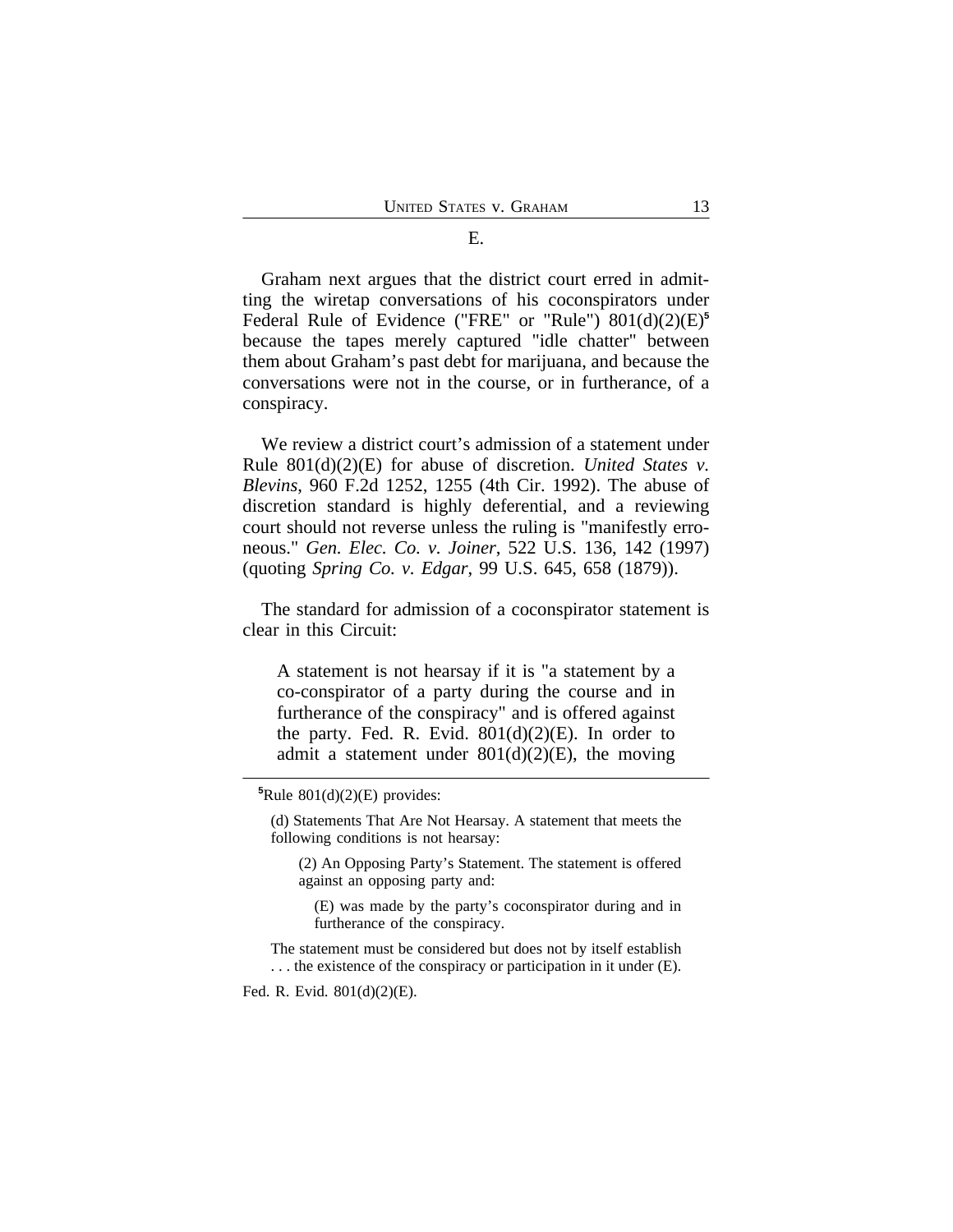### E.

Graham next argues that the district court erred in admitting the wiretap conversations of his coconspirators under Federal Rule of Evidence ("FRE" or "Rule") 801(d)(2)(E)[5] because the tapes merely captured "idle chatter" between them about Graham's past debt for marijuana, and because the conversations were not in the course, or in furtherance, of a conspiracy.

We review a district court's admission of a statement under Rule 801(d)(2)(E) for abuse of discretion. *United States v. Blevins*, 960 F.2d 1252, 1255 (4th Cir. 1992). The abuse of discretion standard is highly deferential, and a reviewing court should not reverse unless the ruling is "manifestly erroneous." *Gen. Elec. Co. v. Joiner*, 522 U.S. 136, 142 (1997) (quoting *Spring Co. v. Edgar*, 99 U.S. 645, 658 (1879)).

The standard for admission of a coconspirator statement is clear in this Circuit:

> A statement is not hearsay if it is "a statement by a co-conspirator of a party during the course and in furtherance of the conspiracy" and is offered against the party. Fed. R. Evid. 801(d)(2)(E). In order to admit a statement under 801(d)(2)(E), the moving

---

[5]Rule 801(d)(2)(E) provides:

> (d) Statements That Are Not Hearsay. A statement that meets the following conditions is not hearsay:
>
> > (2) An Opposing Party's Statement. The statement is offered against an opposing party and:
> >
> > > (E) was made by the party's coconspirator during and in furtherance of the conspiracy.
>
> The statement must be considered but does not by itself establish . . . the existence of the conspiracy or participation in it under (E).

Fed. R. Evid. 801(d)(2)(E).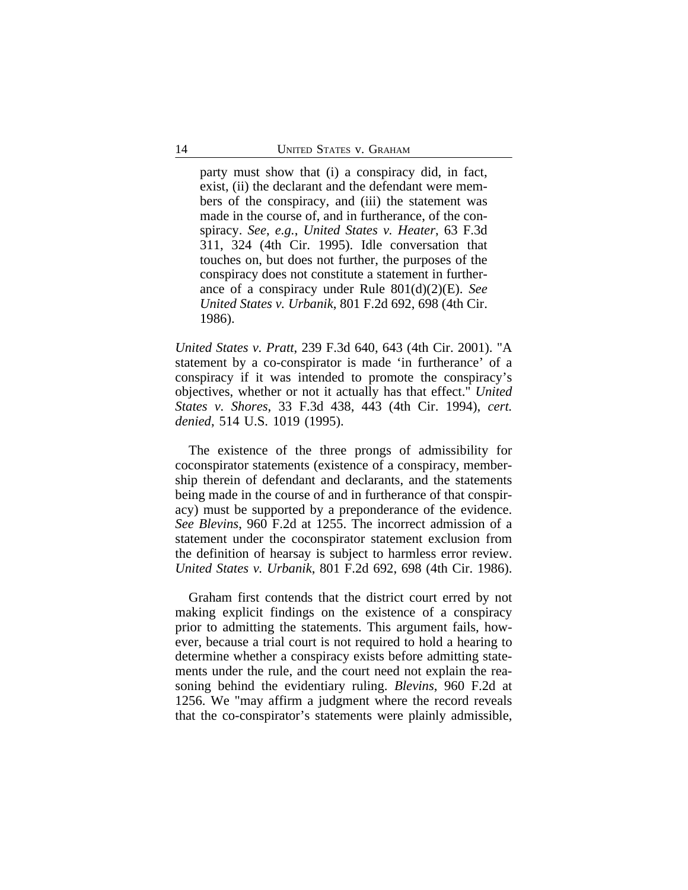> party must show that (i) a conspiracy did, in fact, exist, (ii) the declarant and the defendant were members of the conspiracy, and (iii) the statement was made in the course of, and in furtherance, of the conspiracy. *See, e.g.*, *United States v. Heater*, 63 F.3d 311, 324 (4th Cir. 1995). Idle conversation that touches on, but does not further, the purposes of the conspiracy does not constitute a statement in furtherance of a conspiracy under Rule 801(d)(2)(E). *See United States v. Urbanik*, 801 F.2d 692, 698 (4th Cir. 1986).

*United States v. Pratt*, 239 F.3d 640, 643 (4th Cir. 2001). "A statement by a co-conspirator is made 'in furtherance' of a conspiracy if it was intended to promote the conspiracy's objectives, whether or not it actually has that effect." *United States v. Shores*, 33 F.3d 438, 443 (4th Cir. 1994), *cert. denied*, 514 U.S. 1019 (1995).

The existence of the three prongs of admissibility for coconspirator statements (existence of a conspiracy, membership therein of defendant and declarants, and the statements being made in the course of and in furtherance of that conspiracy) must be supported by a preponderance of the evidence. *See Blevins*, 960 F.2d at 1255. The incorrect admission of a statement under the coconspirator statement exclusion from the definition of hearsay is subject to harmless error review. *United States v. Urbanik*, 801 F.2d 692, 698 (4th Cir. 1986).

Graham first contends that the district court erred by not making explicit findings on the existence of a conspiracy prior to admitting the statements. This argument fails, however, because a trial court is not required to hold a hearing to determine whether a conspiracy exists before admitting statements under the rule, and the court need not explain the reasoning behind the evidentiary ruling. *Blevins*, 960 F.2d at 1256. We "may affirm a judgment where the record reveals that the co-conspirator's statements were plainly admissible,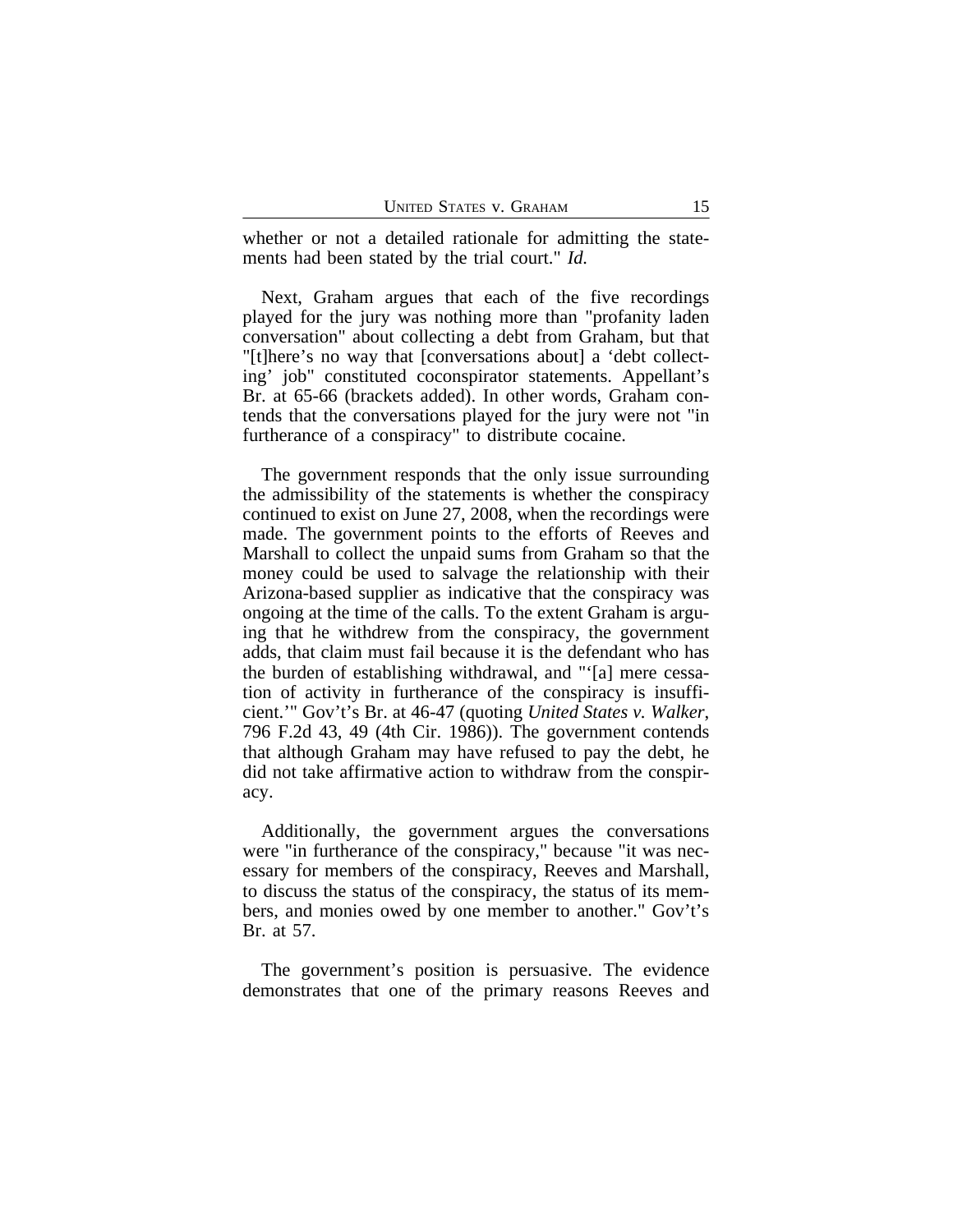whether or not a detailed rationale for admitting the statements had been stated by the trial court." *Id.*

Next, Graham argues that each of the five recordings played for the jury was nothing more than "profanity laden conversation" about collecting a debt from Graham, but that "[t]here's no way that [conversations about] a 'debt collecting' job" constituted coconspirator statements. Appellant's Br. at 65-66 (brackets added). In other words, Graham contends that the conversations played for the jury were not "in furtherance of a conspiracy" to distribute cocaine.

The government responds that the only issue surrounding the admissibility of the statements is whether the conspiracy continued to exist on June 27, 2008, when the recordings were made. The government points to the efforts of Reeves and Marshall to collect the unpaid sums from Graham so that the money could be used to salvage the relationship with their Arizona-based supplier as indicative that the conspiracy was ongoing at the time of the calls. To the extent Graham is arguing that he withdrew from the conspiracy, the government adds, that claim must fail because it is the defendant who has the burden of establishing withdrawal, and "'[a] mere cessation of activity in furtherance of the conspiracy is insufficient.'" Gov't's Br. at 46-47 (quoting *United States v. Walker*, 796 F.2d 43, 49 (4th Cir. 1986)). The government contends that although Graham may have refused to pay the debt, he did not take affirmative action to withdraw from the conspiracy.

Additionally, the government argues the conversations were "in furtherance of the conspiracy," because "it was necessary for members of the conspiracy, Reeves and Marshall, to discuss the status of the conspiracy, the status of its members, and monies owed by one member to another." Gov't's Br. at 57.

The government's position is persuasive. The evidence demonstrates that one of the primary reasons Reeves and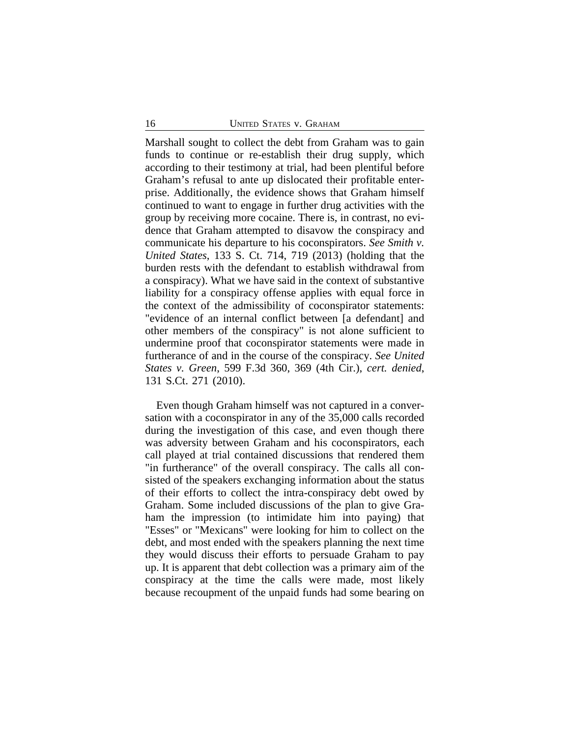Marshall sought to collect the debt from Graham was to gain funds to continue or re-establish their drug supply, which according to their testimony at trial, had been plentiful before Graham's refusal to ante up dislocated their profitable enterprise. Additionally, the evidence shows that Graham himself continued to want to engage in further drug activities with the group by receiving more cocaine. There is, in contrast, no evidence that Graham attempted to disavow the conspiracy and communicate his departure to his coconspirators. *See Smith v. United States*, 133 S. Ct. 714, 719 (2013) (holding that the burden rests with the defendant to establish withdrawal from a conspiracy). What we have said in the context of substantive liability for a conspiracy offense applies with equal force in the context of the admissibility of coconspirator statements: "evidence of an internal conflict between [a defendant] and other members of the conspiracy" is not alone sufficient to undermine proof that coconspirator statements were made in furtherance of and in the course of the conspiracy. *See United States v. Green*, 599 F.3d 360, 369 (4th Cir.), *cert. denied*, 131 S.Ct. 271 (2010).

Even though Graham himself was not captured in a conversation with a coconspirator in any of the 35,000 calls recorded during the investigation of this case, and even though there was adversity between Graham and his coconspirators, each call played at trial contained discussions that rendered them "in furtherance" of the overall conspiracy. The calls all consisted of the speakers exchanging information about the status of their efforts to collect the intra-conspiracy debt owed by Graham. Some included discussions of the plan to give Graham the impression (to intimidate him into paying) that "Esses" or "Mexicans" were looking for him to collect on the debt, and most ended with the speakers planning the next time they would discuss their efforts to persuade Graham to pay up. It is apparent that debt collection was a primary aim of the conspiracy at the time the calls were made, most likely because recoupment of the unpaid funds had some bearing on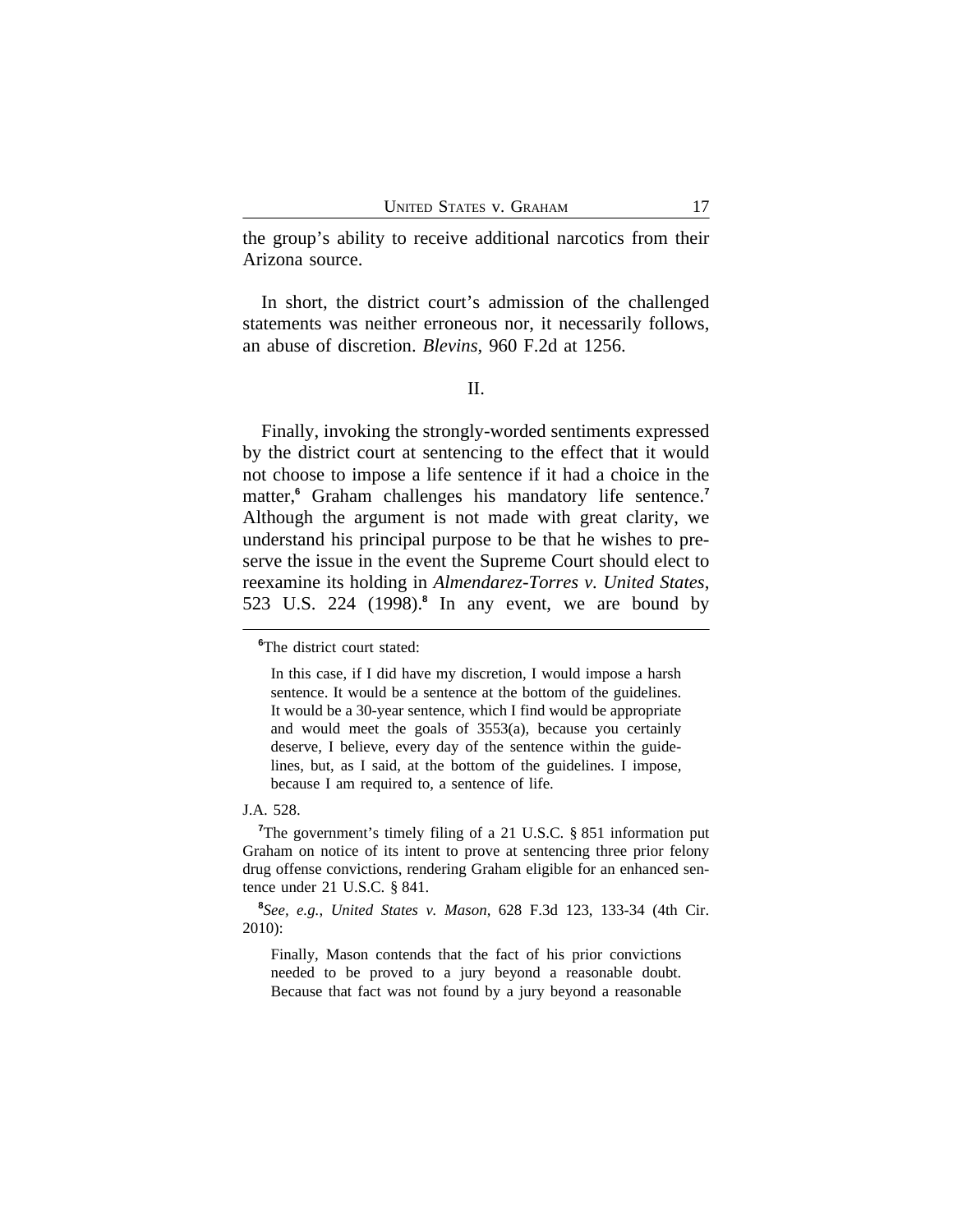the group's ability to receive additional narcotics from their Arizona source.

In short, the district court's admission of the challenged statements was neither erroneous nor, it necessarily follows, an abuse of discretion. *Blevins*, 960 F.2d at 1256.

## II.

Finally, invoking the strongly-worded sentiments expressed by the district court at sentencing to the effect that it would not choose to impose a life sentence if it had a choice in the matter,[6] Graham challenges his mandatory life sentence.[7] Although the argument is not made with great clarity, we understand his principal purpose to be that he wishes to preserve the issue in the event the Supreme Court should elect to reexamine its holding in *Almendarez-Torres v. United States*, 523 U.S. 224 (1998).[8] In any event, we are bound by

---

[6]The district court stated:

> In this case, if I did have my discretion, I would impose a harsh sentence. It would be a sentence at the bottom of the guidelines. It would be a 30-year sentence, which I find would be appropriate and would meet the goals of 3553(a), because you certainly deserve, I believe, every day of the sentence within the guidelines, but, as I said, at the bottom of the guidelines. I impose, because I am required to, a sentence of life.

J.A. 528.

[7]The government's timely filing of a 21 U.S.C. § 851 information put Graham on notice of its intent to prove at sentencing three prior felony drug offense convictions, rendering Graham eligible for an enhanced sentence under 21 U.S.C. § 841.

[8]*See, e.g.*, *United States v. Mason*, 628 F.3d 123, 133-34 (4th Cir. 2010):

> Finally, Mason contends that the fact of his prior convictions needed to be proved to a jury beyond a reasonable doubt. Because that fact was not found by a jury beyond a reasonable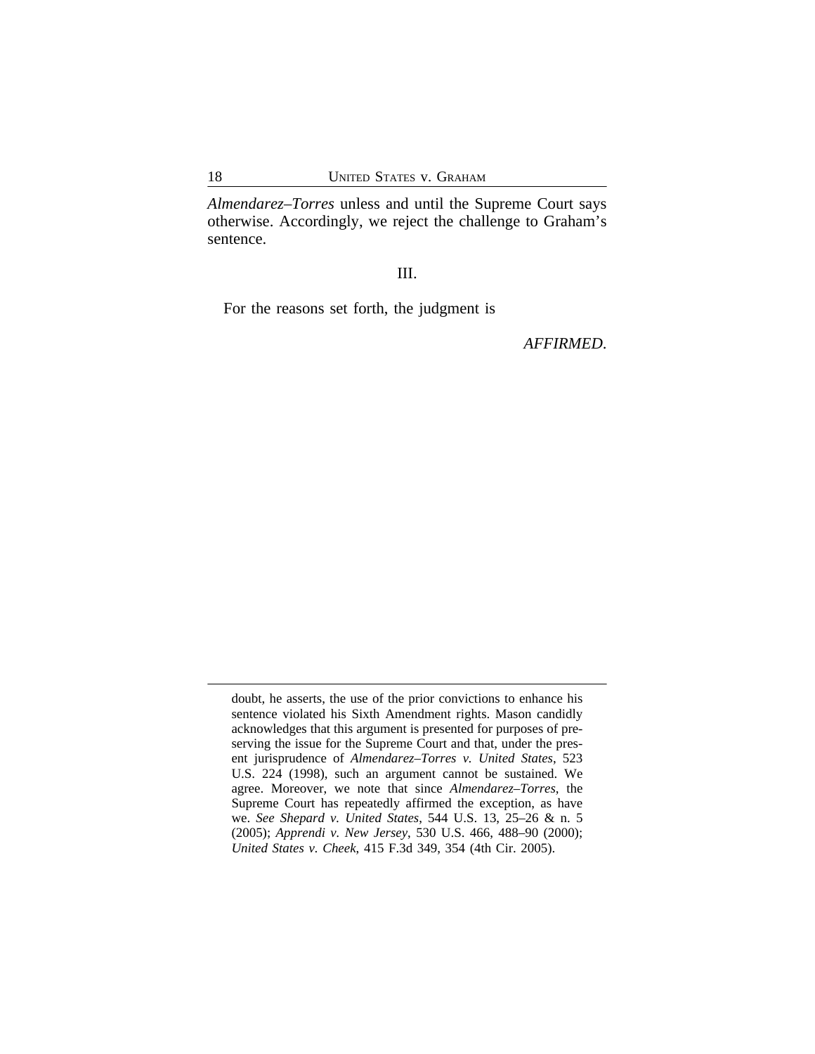*Almendarez–Torres* unless and until the Supreme Court says otherwise. Accordingly, we reject the challenge to Graham's sentence.

III.

For the reasons set forth, the judgment is

*AFFIRMED.*

---

doubt, he asserts, the use of the prior convictions to enhance his sentence violated his Sixth Amendment rights. Mason candidly acknowledges that this argument is presented for purposes of preserving the issue for the Supreme Court and that, under the present jurisprudence of *Almendarez–Torres v. United States*, 523 U.S. 224 (1998), such an argument cannot be sustained. We agree. Moreover, we note that since *Almendarez–Torres*, the Supreme Court has repeatedly affirmed the exception, as have we. *See Shepard v. United States*, 544 U.S. 13, 25–26 & n. 5 (2005); *Apprendi v. New Jersey*, 530 U.S. 466, 488–90 (2000); *United States v. Cheek*, 415 F.3d 349, 354 (4th Cir. 2005).